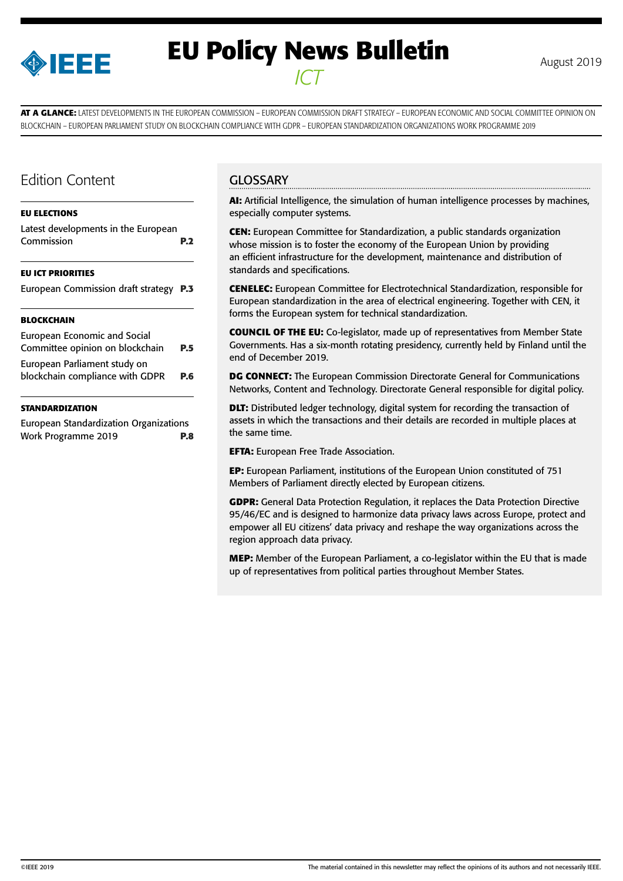# EU Policy News Bulletin

*ICT*

August 2019

**AT A GLANCE:** LATEST DEVELOPMENTS IN THE EUROPEAN COMMISSION – EUROPEAN COMMISSION DRAFT STRATEGY – EUROPEAN ECONOMIC AND SOCIAL COMMITTEE OPINION ON BLOCKCHAIN – EUROPEAN PARLIAMENT STUDY ON BLOCKCHAIN COMPLIANCE WITH GDPR – EUROPEAN STANDARDIZATION ORGANIZATIONS WORK PROGRAMME 2019

## Edition Content

**EU ELECTIONS**

Latest developments in the European Commission **P.2**

**EU ICT PRIORITIES**

European Commission draft strategy **P.3**

**BLOCKCHAIN**

European Economic and Social Committee opinion on blockchain **P.5**

European Parliament study on blockchain compliance with GDPR **P.6**

**STANDARDIZATION**

European Standardization Organizations Work Programme 2019 **P.8**

## GLOSSARY

**AI:** Artificial Intelligence, the simulation of human intelligence processes by machines, especially computer systems.

**CEN:** European Committee for Standardization, a public standards organization whose mission is to foster the economy of the European Union by providing an efficient infrastructure for the development, maintenance and distribution of standards and specifications.

**CENELEC:** European Committee for Electrotechnical Standardization, responsible for European standardization in the area of electrical engineering. Together with CEN, it forms the European system for technical standardization.

**COUNCIL OF THE EU:** Co-legislator, made up of representatives from Member State Governments. Has a six-month rotating presidency, currently held by Finland until the end of December 2019.

**DG CONNECT:** The European Commission Directorate General for Communications Networks, Content and Technology. Directorate General responsible for digital policy.

**DLT:** Distributed ledger technology, digital system for recording the transaction of assets in which the transactions and their details are recorded in multiple places at the same time.

**EFTA:** European Free Trade Association.

**EP:** European Parliament, institutions of the European Union constituted of 751 Members of Parliament directly elected by European citizens.

**GDPR:** General Data Protection Regulation, it replaces the Data Protection Directive 95/46/EC and is designed to harmonize data privacy laws across Europe, protect and empower all EU citizens' data privacy and reshape the way organizations across the region approach data privacy.

**MEP:** Member of the European Parliament, a co-legislator within the EU that is made up of representatives from political parties throughout Member States.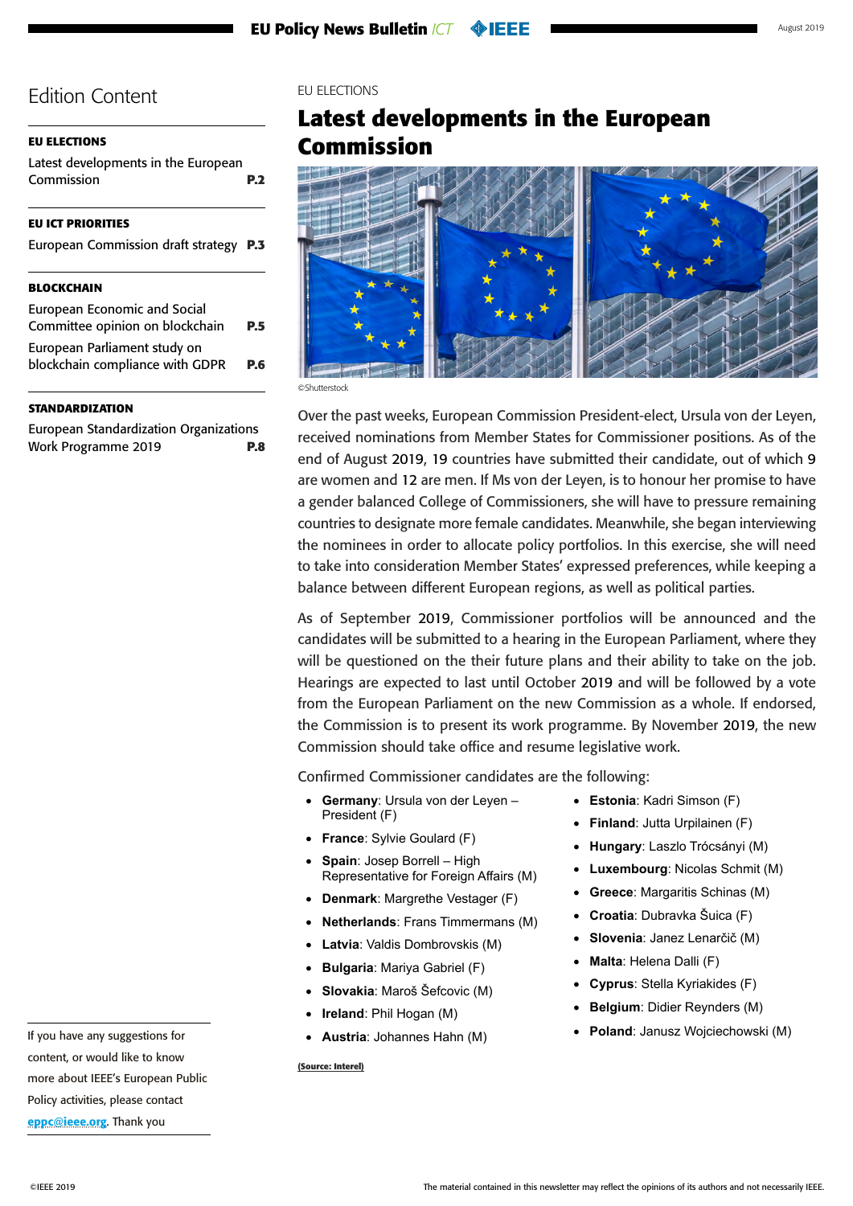## Edition Content

**EU ELECTIONS**

Latest developments in the European Commission **P.2**

**EU ICT PRIORITIES**

European Commission draft strategy **P.3**

**BLOCKCHAIN**

European Economic and Social Committee opinion on blockchain **P.5**

European Parliament study on blockchain compliance with GDPR **P.6**

**STANDARDIZATION**

European Standardization Organizations Work Programme 2019 **P.8**

If you have any suggestions for content, or would like to know more about IEEE's European Public Policy activities, please contact eppc@ieee.org. Thank you

EU ELECTIONS

# Latest developments in the European Commission

©Shutterstock

Over the past weeks, European Commission President-elect, Ursula von der Leyen, received nominations from Member States for Commissioner positions. As of the end of August 2019, 19 countries have submitted their candidate, out of which 9 are women and 12 are men. If Ms von der Leyen, is to honour her promise to have a gender balanced College of Commissioners, she will have to pressure remaining countries to designate more female candidates. Meanwhile, she began interviewing the nominees in order to allocate policy portfolios. In this exercise, she will need to take into consideration Member States' expressed preferences, while keeping a balance between different European regions, as well as political parties.

As of September 2019, Commissioner portfolios will be announced and the candidates will be submitted to a hearing in the European Parliament, where they will be questioned on the their future plans and their ability to take on the job. Hearings are expected to last until October 2019 and will be followed by a vote from the European Parliament on the new Commission as a whole. If endorsed, the Commission is to present its work programme. By November 2019, the new Commission should take office and resume legislative work.

Confirmed Commissioner candidates are the following:

- **Germany**: Ursula von der Leyen – President (F)
- **France**: Sylvie Goulard (F)
- **Spain**: Josep Borrell – High Representative for Foreign Affairs (M)
- **Denmark**: Margrethe Vestager (F)
- **Netherlands**: Frans Timmermans (M)
- **Latvia**: Valdis Dombrovskis (M)
- **Bulgaria**: Mariya Gabriel (F)
- **Slovakia**: Maroš Šefcovic (M)
- **Ireland**: Phil Hogan (M)
- **Austria**: Johannes Hahn (M)
- **Estonia**: Kadri Simson (F)
- **Finland**: Jutta Urpilainen (F)
- **Hungary**: Laszlo Trócsányi (M)
- **Luxembourg**: Nicolas Schmit (M)
- **Greece**: Margaritis Schinas (M)
- **Croatia**: Dubravka Šuica (F)
- **Slovenia**: Janez Lenarčič (M)
- **Malta**: Helena Dalli (F)
- **Cyprus**: Stella Kyriakides (F)
- **Belgium**: Didier Reynders (M)
- **Poland**: Janusz Wojciechowski (M)

**(Source: Interel)**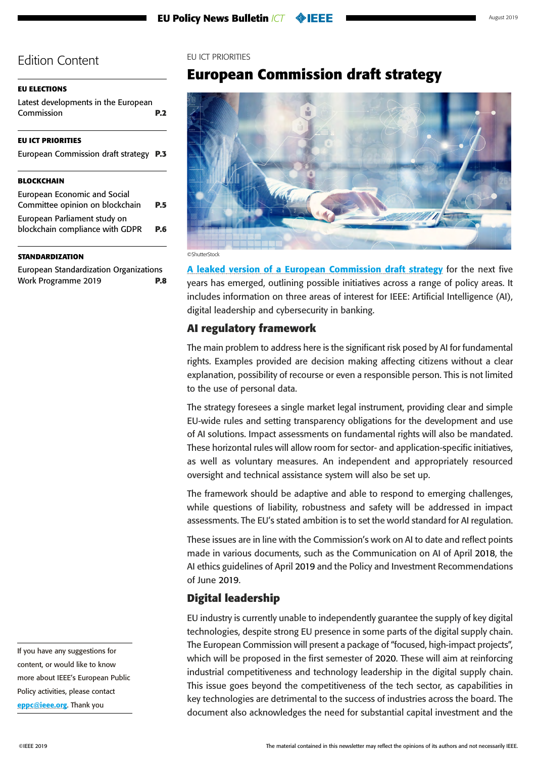## Edition Content

**EU ELECTIONS**

Latest developments in the European Commission **P.2**

**EU ICT PRIORITIES**

European Commission draft strategy **P.3**

**BLOCKCHAIN**

European Economic and Social Committee opinion on blockchain **P.5**

European Parliament study on blockchain compliance with GDPR **P.6**

**STANDARDIZATION**

European Standardization Organizations Work Programme 2019 **P.8**

If you have any suggestions for content, or would like to know more about IEEE's European Public Policy activities, please contact eppc@ieee.org. Thank you

EU ICT PRIORITIES

# European Commission draft strategy

©ShutterStock

A leaked version of a European Commission draft strategy for the next five years has emerged, outlining possible initiatives across a range of policy areas. It includes information on three areas of interest for IEEE: Artificial Intelligence (AI), digital leadership and cybersecurity in banking.

## AI regulatory framework

The main problem to address here is the significant risk posed by AI for fundamental rights. Examples provided are decision making affecting citizens without a clear explanation, possibility of recourse or even a responsible person. This is not limited to the use of personal data.

The strategy foresees a single market legal instrument, providing clear and simple EU-wide rules and setting transparency obligations for the development and use of AI solutions. Impact assessments on fundamental rights will also be mandated. These horizontal rules will allow room for sector- and application-specific initiatives, as well as voluntary measures. An independent and appropriately resourced oversight and technical assistance system will also be set up.

The framework should be adaptive and able to respond to emerging challenges, while questions of liability, robustness and safety will be addressed in impact assessments. The EU's stated ambition is to set the world standard for AI regulation.

These issues are in line with the Commission's work on AI to date and reflect points made in various documents, such as the Communication on AI of April 2018, the AI ethics guidelines of April 2019 and the Policy and Investment Recommendations of June 2019.

## Digital leadership

EU industry is currently unable to independently guarantee the supply of key digital technologies, despite strong EU presence in some parts of the digital supply chain. The European Commission will present a package of "focused, high-impact projects", which will be proposed in the first semester of 2020. These will aim at reinforcing industrial competitiveness and technology leadership in the digital supply chain. This issue goes beyond the competitiveness of the tech sector, as capabilities in key technologies are detrimental to the success of industries across the board. The document also acknowledges the need for substantial capital investment and the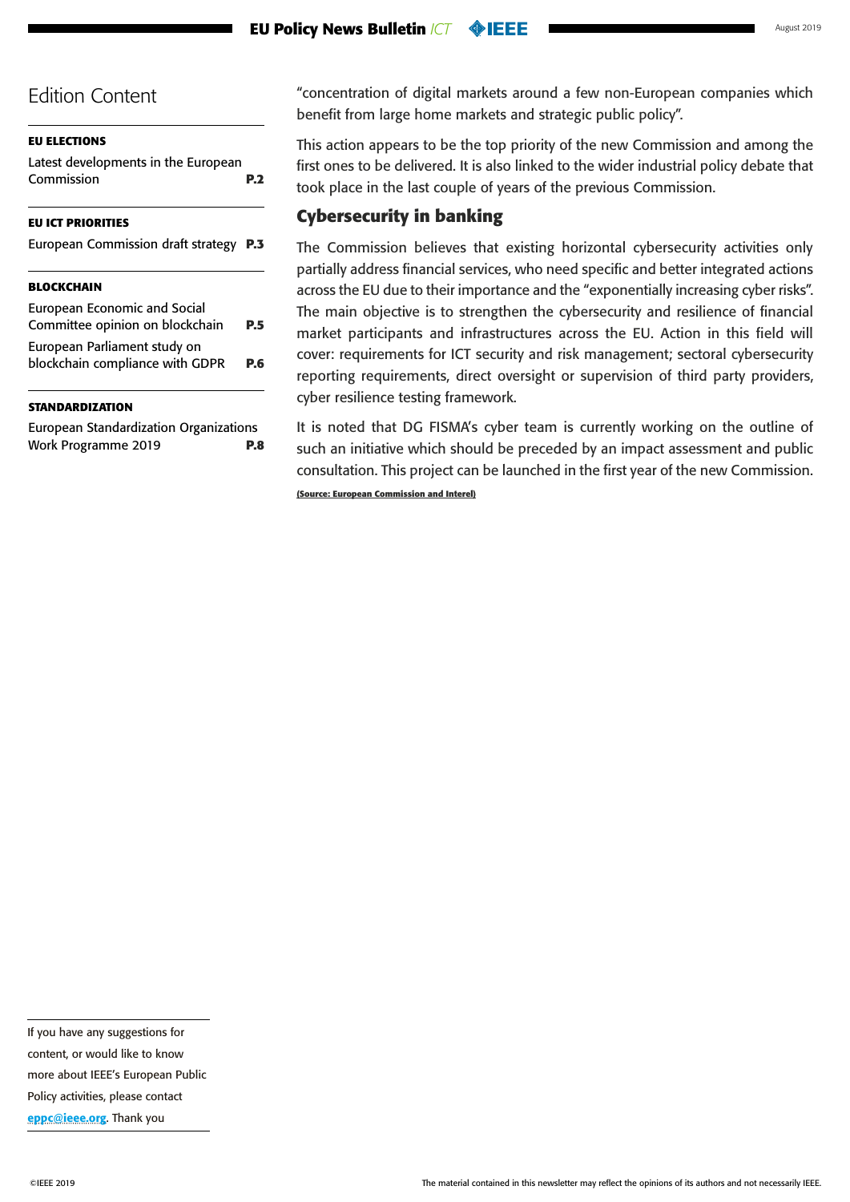## Edition Content

**EU ELECTIONS**

Latest developments in the European Commission **P.2**

**EU ICT PRIORITIES**

European Commission draft strategy **P.3**

**BLOCKCHAIN**

European Economic and Social Committee opinion on blockchain **P.5**

European Parliament study on blockchain compliance with GDPR **P.6**

**STANDARDIZATION**

European Standardization Organizations Work Programme 2019 **P.8**

"concentration of digital markets around a few non-European companies which benefit from large home markets and strategic public policy".

This action appears to be the top priority of the new Commission and among the first ones to be delivered. It is also linked to the wider industrial policy debate that took place in the last couple of years of the previous Commission.

## Cybersecurity in banking

The Commission believes that existing horizontal cybersecurity activities only partially address financial services, who need specific and better integrated actions across the EU due to their importance and the "exponentially increasing cyber risks". The main objective is to strengthen the cybersecurity and resilience of financial market participants and infrastructures across the EU. Action in this field will cover: requirements for ICT security and risk management; sectoral cybersecurity reporting requirements, direct oversight or supervision of third party providers, cyber resilience testing framework.

It is noted that DG FISMA's cyber team is currently working on the outline of such an initiative which should be preceded by an impact assessment and public consultation. This project can be launched in the first year of the new Commission.

**(Source: European Commission and Interel)**

If you have any suggestions for content, or would like to know more about IEEE's European Public Policy activities, please contact eppc@ieee.org. Thank you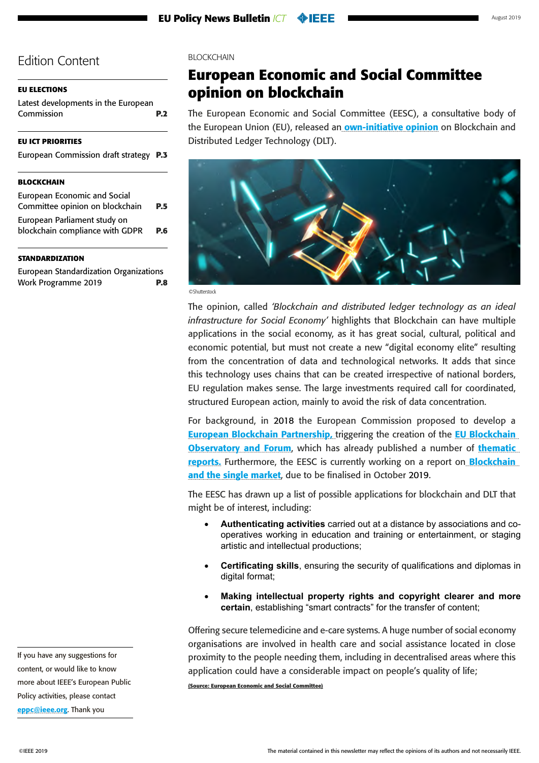# Edition Content

**EU ELECTIONS**

Latest developments in the European Commission **P.2**

**EU ICT PRIORITIES**

European Commission draft strategy **P.3**

**BLOCKCHAIN**

European Economic and Social Committee opinion on blockchain **P.5**

European Parliament study on blockchain compliance with GDPR **P.6**

**STANDARDIZATION**

European Standardization Organizations Work Programme 2019 **P.8**

If you have any suggestions for content, or would like to know more about IEEE's European Public Policy activities, please contact **eppc@ieee.org**. Thank you

BLOCKCHAIN

## European Economic and Social Committee opinion on blockchain

The European Economic and Social Committee (EESC), a consultative body of the European Union (EU), released an **own-initiative opinion** on Blockchain and Distributed Ledger Technology (DLT).

©Shutterstock

The opinion, called *'Blockchain and distributed ledger technology as an ideal infrastructure for Social Economy'* highlights that Blockchain can have multiple applications in the social economy, as it has great social, cultural, political and economic potential, but must not create a new "digital economy elite" resulting from the concentration of data and technological networks. It adds that since this technology uses chains that can be created irrespective of national borders, EU regulation makes sense. The large investments required call for coordinated, structured European action, mainly to avoid the risk of data concentration.

For background, in 2018 the European Commission proposed to develop a **European Blockchain Partnership,** triggering the creation of the **EU Blockchain Observatory and Forum**, which has already published a number of **thematic reports.** Furthermore, the EESC is currently working on a report on **Blockchain and the single market**, due to be finalised in October 2019.

The EESC has drawn up a list of possible applications for blockchain and DLT that might be of interest, including:

- **Authenticating activities** carried out at a distance by associations and co-operatives working in education and training or entertainment, or staging artistic and intellectual productions;
- **Certificating skills**, ensuring the security of qualifications and diplomas in digital format;
- **Making intellectual property rights and copyright clearer and more certain**, establishing "smart contracts" for the transfer of content;

Offering secure telemedicine and e-care systems. A huge number of social economy organisations are involved in health care and social assistance located in close proximity to the people needing them, including in decentralised areas where this application could have a considerable impact on people's quality of life;

**(Source: European Economic and Social Committee)**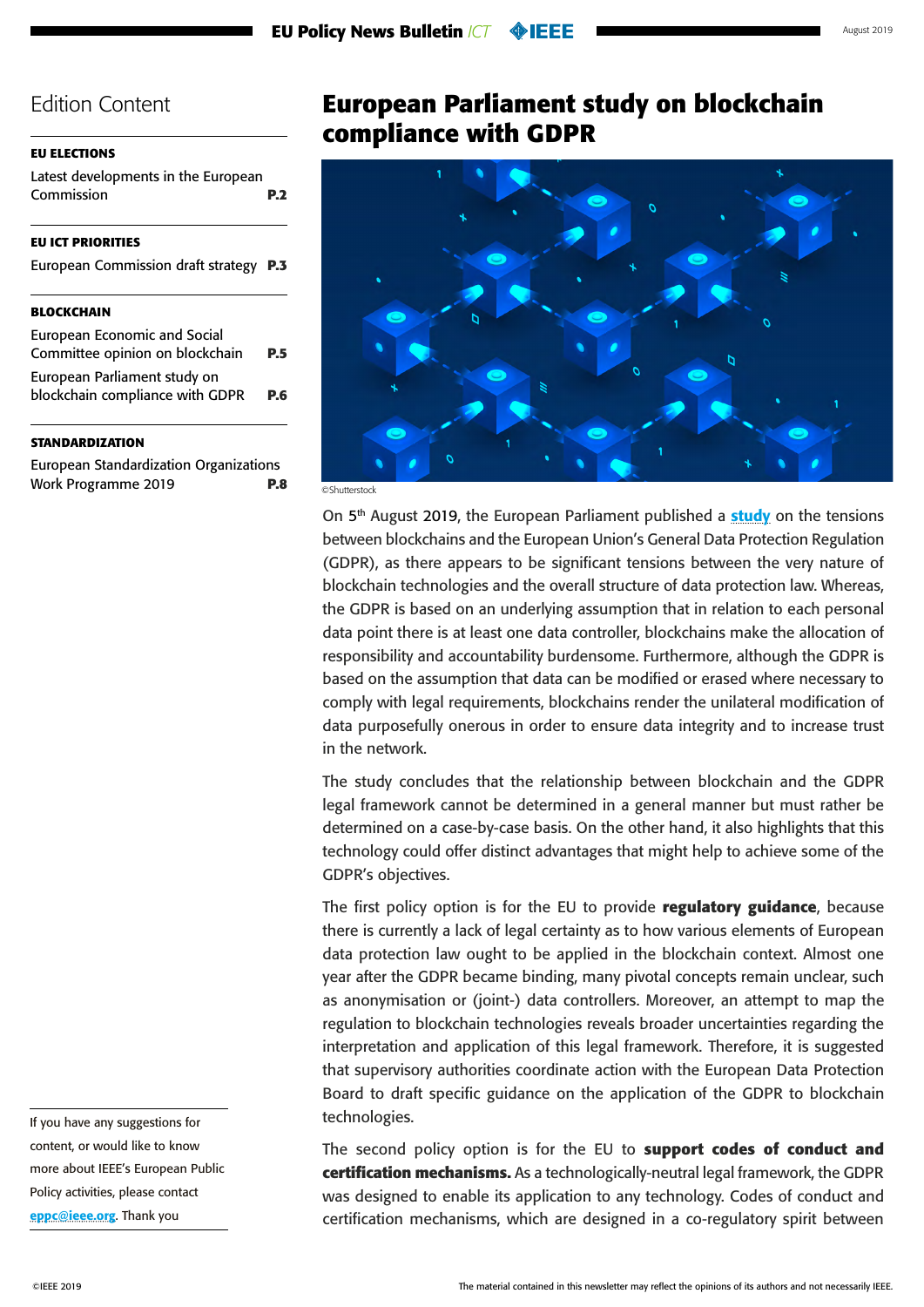## Edition Content

**EU ELECTIONS**

Latest developments in the European Commission **P.2**

**EU ICT PRIORITIES**

European Commission draft strategy **P.3**

**BLOCKCHAIN**

European Economic and Social Committee opinion on blockchain **P.5**

European Parliament study on blockchain compliance with GDPR **P.6**

**STANDARDIZATION**

European Standardization Organizations Work Programme 2019 **P.8**

If you have any suggestions for content, or would like to know more about IEEE's European Public Policy activities, please contact eppc@ieee.org. Thank you

# European Parliament study on blockchain compliance with GDPR

©Shutterstock

On 5th August 2019, the European Parliament published a study on the tensions between blockchains and the European Union's General Data Protection Regulation (GDPR), as there appears to be significant tensions between the very nature of blockchain technologies and the overall structure of data protection law. Whereas, the GDPR is based on an underlying assumption that in relation to each personal data point there is at least one data controller, blockchains make the allocation of responsibility and accountability burdensome. Furthermore, although the GDPR is based on the assumption that data can be modified or erased where necessary to comply with legal requirements, blockchains render the unilateral modification of data purposefully onerous in order to ensure data integrity and to increase trust in the network.

The study concludes that the relationship between blockchain and the GDPR legal framework cannot be determined in a general manner but must rather be determined on a case-by-case basis. On the other hand, it also highlights that this technology could offer distinct advantages that might help to achieve some of the GDPR's objectives.

The first policy option is for the EU to provide **regulatory guidance**, because there is currently a lack of legal certainty as to how various elements of European data protection law ought to be applied in the blockchain context. Almost one year after the GDPR became binding, many pivotal concepts remain unclear, such as anonymisation or (joint-) data controllers. Moreover, an attempt to map the regulation to blockchain technologies reveals broader uncertainties regarding the interpretation and application of this legal framework. Therefore, it is suggested that supervisory authorities coordinate action with the European Data Protection Board to draft specific guidance on the application of the GDPR to blockchain technologies.

The second policy option is for the EU to **support codes of conduct and certification mechanisms.** As a technologically-neutral legal framework, the GDPR was designed to enable its application to any technology. Codes of conduct and certification mechanisms, which are designed in a co-regulatory spirit between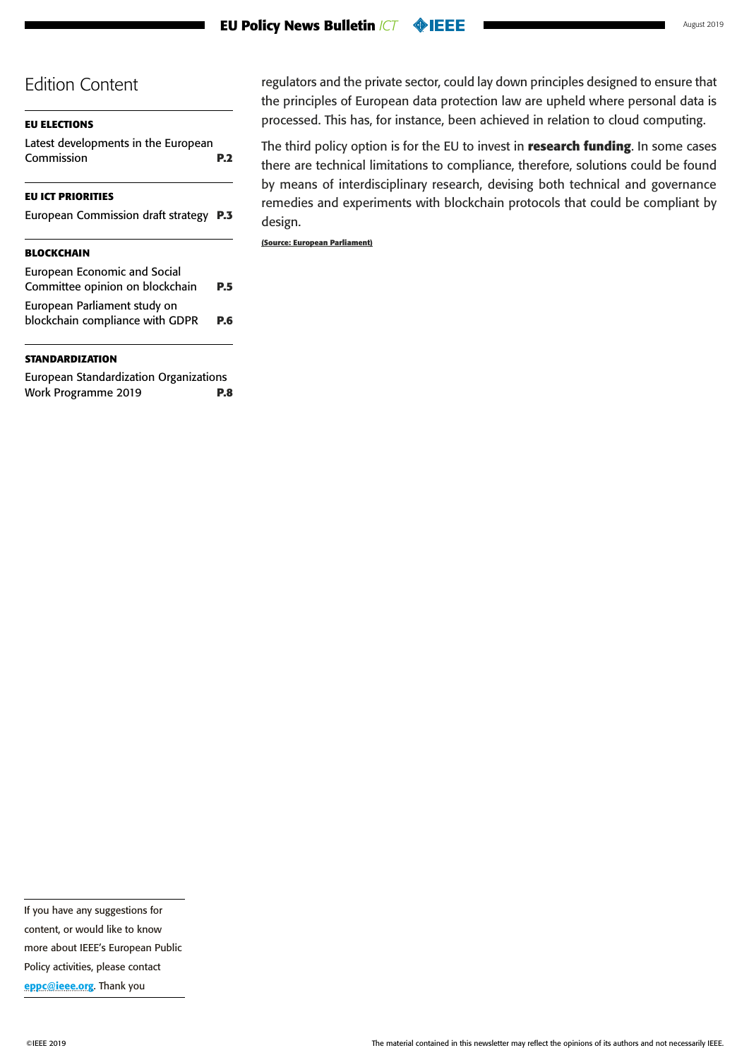## Edition Content

**EU ELECTIONS**

Latest developments in the European Commission **P.2**

**EU ICT PRIORITIES**

European Commission draft strategy **P.3**

**BLOCKCHAIN**

European Economic and Social Committee opinion on blockchain **P.5**

European Parliament study on blockchain compliance with GDPR **P.6**

**STANDARDIZATION**

European Standardization Organizations Work Programme 2019 **P.8**

If you have any suggestions for content, or would like to know more about IEEE's European Public Policy activities, please contact eppc@ieee.org. Thank you

regulators and the private sector, could lay down principles designed to ensure that the principles of European data protection law are upheld where personal data is processed. This has, for instance, been achieved in relation to cloud computing.

The third policy option is for the EU to invest in **research funding**. In some cases there are technical limitations to compliance, therefore, solutions could be found by means of interdisciplinary research, devising both technical and governance remedies and experiments with blockchain protocols that could be compliant by design.

**(Source: European Parliament)**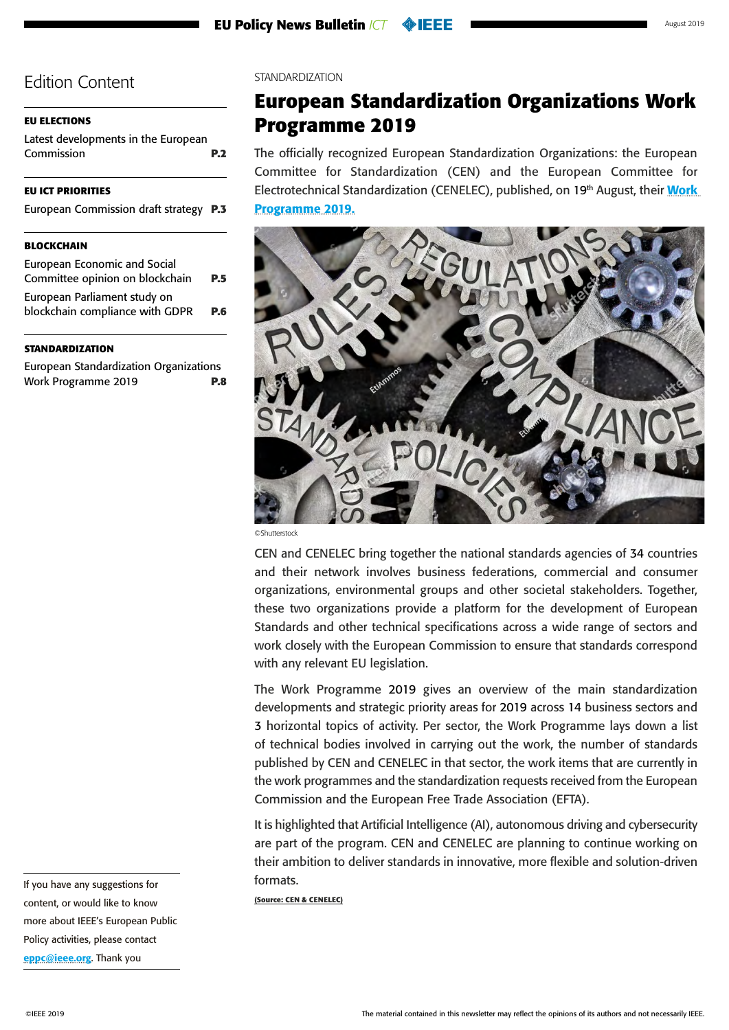# Edition Content

**EU ELECTIONS**

Latest developments in the European Commission **P.2**

**EU ICT PRIORITIES**

European Commission draft strategy **P.3**

**BLOCKCHAIN**

European Economic and Social Committee opinion on blockchain **P.5**

European Parliament study on blockchain compliance with GDPR **P.6**

**STANDARDIZATION**

European Standardization Organizations Work Programme 2019 **P.8**

If you have any suggestions for content, or would like to know more about IEEE's European Public Policy activities, please contact eppc@ieee.org. Thank you

STANDARDIZATION

## European Standardization Organizations Work Programme 2019

The officially recognized European Standardization Organizations: the European Committee for Standardization (CEN) and the European Committee for Electrotechnical Standardization (CENELEC), published, on 19th August, their **Work Programme 2019.**

©Shutterstock

CEN and CENELEC bring together the national standards agencies of 34 countries and their network involves business federations, commercial and consumer organizations, environmental groups and other societal stakeholders. Together, these two organizations provide a platform for the development of European Standards and other technical specifications across a wide range of sectors and work closely with the European Commission to ensure that standards correspond with any relevant EU legislation.

The Work Programme 2019 gives an overview of the main standardization developments and strategic priority areas for 2019 across 14 business sectors and 3 horizontal topics of activity. Per sector, the Work Programme lays down a list of technical bodies involved in carrying out the work, the number of standards published by CEN and CENELEC in that sector, the work items that are currently in the work programmes and the standardization requests received from the European Commission and the European Free Trade Association (EFTA).

It is highlighted that Artificial Intelligence (AI), autonomous driving and cybersecurity are part of the program. CEN and CENELEC are planning to continue working on their ambition to deliver standards in innovative, more flexible and solution-driven formats.

**(Source: CEN & CENELEC)**

©IEEE 2019

The material contained in this newsletter may reflect the opinions of its authors and not necessarily IEEE.